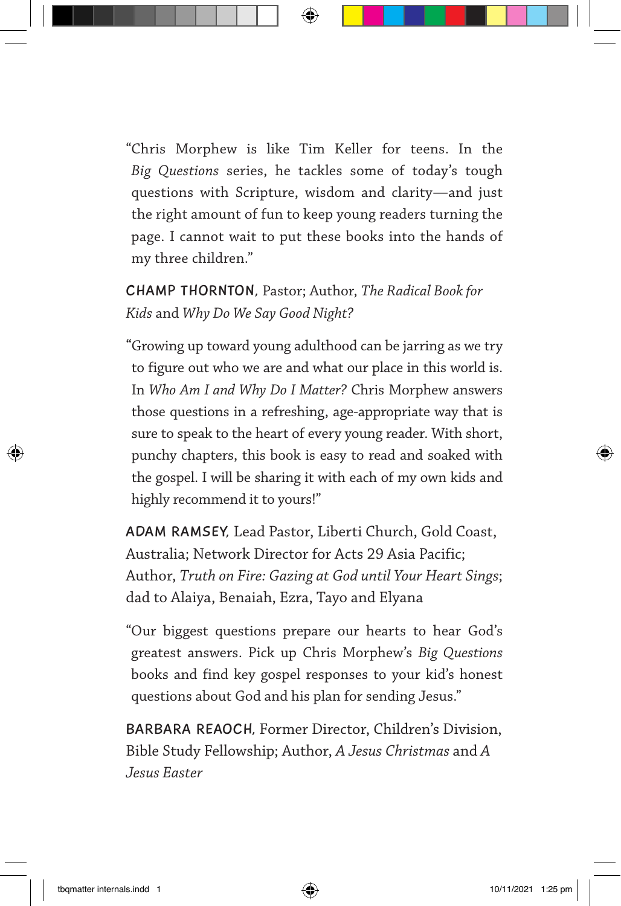"Chris Morphew is like Tim Keller for teens. In the *Big Questions* series, he tackles some of today's tough questions with Scripture, wisdom and clarity—and just the right amount of fun to keep young readers turning the page. I cannot wait to put these books into the hands of my three children."

**CHAMP THORNTON**, Pastor; Author, *The Radical Book for Kids* and *Why Do We Say Good Night?*

"Growing up toward young adulthood can be jarring as we try to figure out who we are and what our place in this world is. In *Who Am I and Why Do I Matter?* Chris Morphew answers those questions in a refreshing, age-appropriate way that is sure to speak to the heart of every young reader. With short, punchy chapters, this book is easy to read and soaked with the gospel. I will be sharing it with each of my own kids and highly recommend it to yours!"

**ADAM RAMSEY**, Lead Pastor, Liberti Church, Gold Coast, Australia; Network Director for Acts 29 Asia Pacific; Author, *Truth on Fire: Gazing at God until Your Heart Sings*; dad to Alaiya, Benaiah, Ezra, Tayo and Elyana

"Our biggest questions prepare our hearts to hear God's greatest answers. Pick up Chris Morphew's *Big Questions* books and find key gospel responses to your kid's honest questions about God and his plan for sending Jesus."

**BARBARA REAOCH**, Former Director, Children's Division, Bible Study Fellowship; Author, *A Jesus Christmas* and *A Jesus Easter*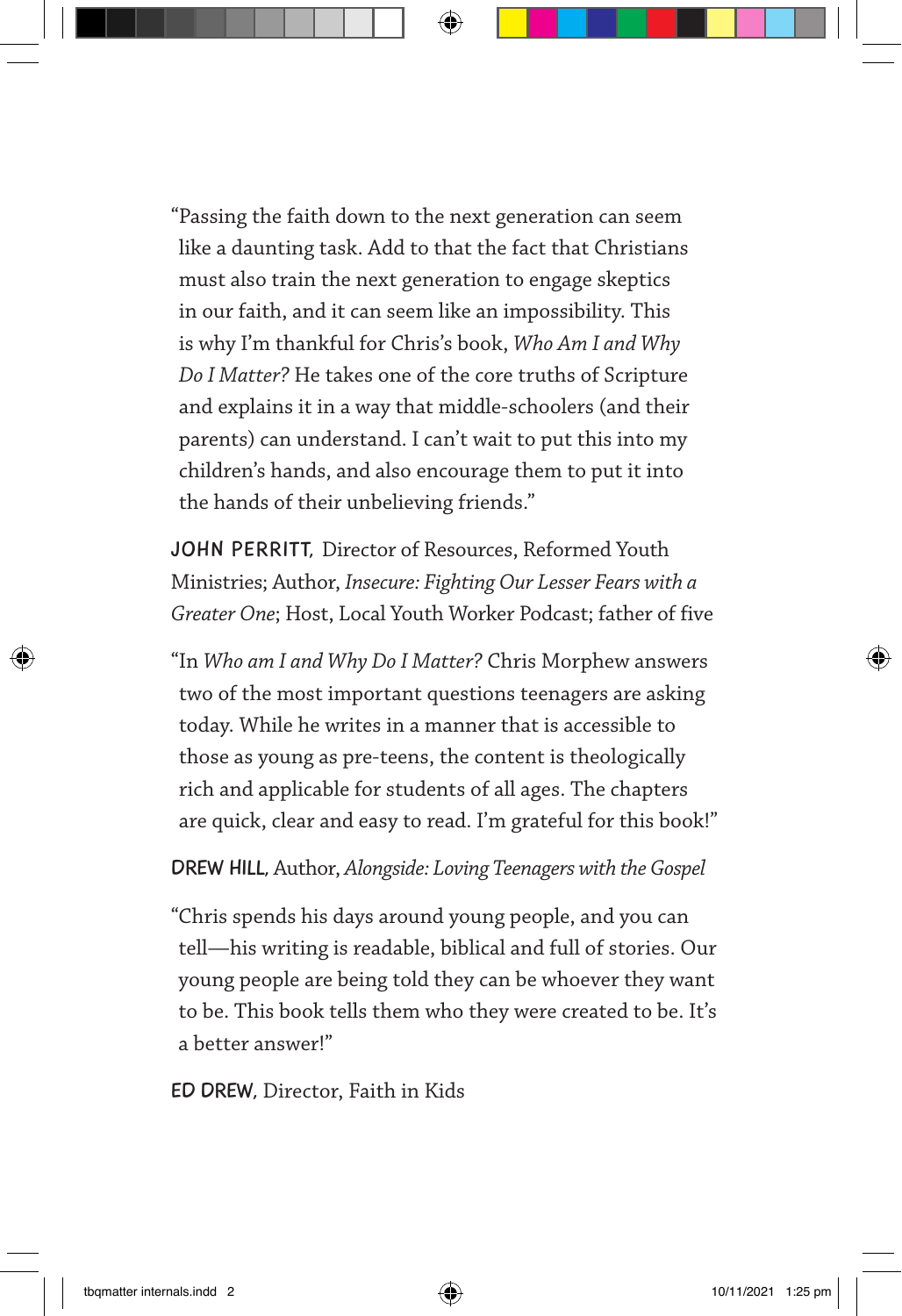"Passing the faith down to the next generation can seem like a daunting task. Add to that the fact that Christians must also train the next generation to engage skeptics in our faith, and it can seem like an impossibility. This is why I'm thankful for Chris's book, *Who Am I and Why Do I Matter?* He takes one of the core truths of Scripture and explains it in a way that middle-schoolers (and their parents) can understand. I can't wait to put this into my children's hands, and also encourage them to put it into the hands of their unbelieving friends."

**JOHN PERRITT,** Director of Resources, Reformed Youth Ministries; Author, *Insecure: Fighting Our Lesser Fears with a Greater One*; Host, Local Youth Worker Podcast; father of five

"In *Who am I and Why Do I Matter?* Chris Morphew answers two of the most important questions teenagers are asking today. While he writes in a manner that is accessible to those as young as pre-teens, the content is theologically rich and applicable for students of all ages. The chapters are quick, clear and easy to read. I'm grateful for this book!"

**DREW HILL,** Author, *Alongside: Loving Teenagers with the Gospel*

"Chris spends his days around young people, and you can tell—his writing is readable, biblical and full of stories. Our young people are being told they can be whoever they want to be. This book tells them who they were created to be. It's a better answer!"

**ED DREW,** Director, Faith in Kids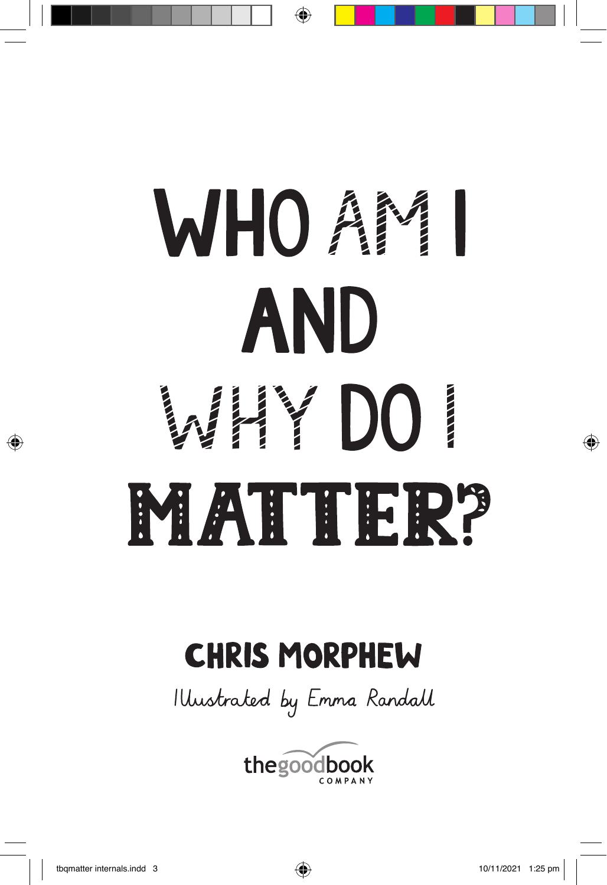# WHO AM I AND WHY DO I MATTER?

## CHRIS MORPHEW

Illustrated by Emma Randall

thegoodbook COMPANY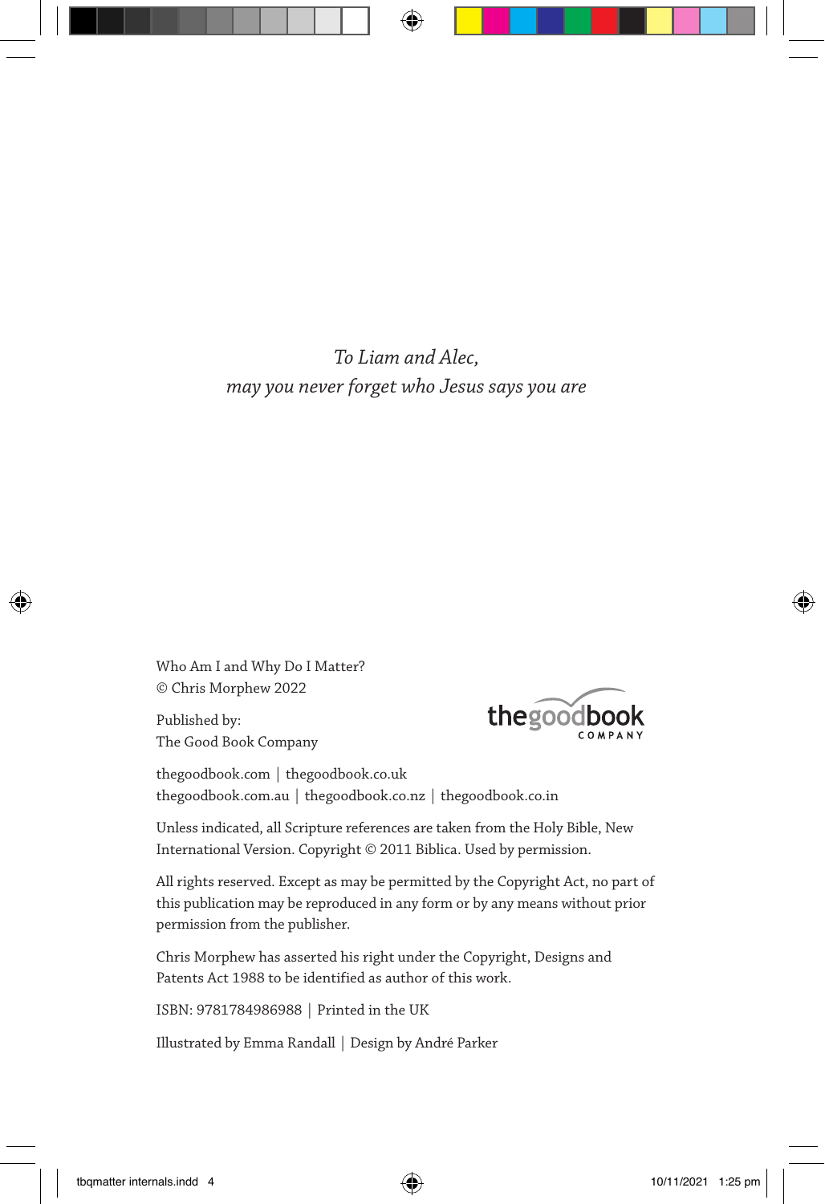*To Liam and Alec,*
*may you never forget who Jesus says you are*

Who Am I and Why Do I Matter?
© Chris Morphew 2022

Published by:
The Good Book Company

thegoodbook.com | thegoodbook.co.uk
thegoodbook.com.au | thegoodbook.co.nz | thegoodbook.co.in

Unless indicated, all Scripture references are taken from the Holy Bible, New International Version. Copyright © 2011 Biblica. Used by permission.

All rights reserved. Except as may be permitted by the Copyright Act, no part of this publication may be reproduced in any form or by any means without prior permission from the publisher.

Chris Morphew has asserted his right under the Copyright, Designs and Patents Act 1988 to be identified as author of this work.

ISBN: 9781784986988 | Printed in the UK

Illustrated by Emma Randall | Design by André Parker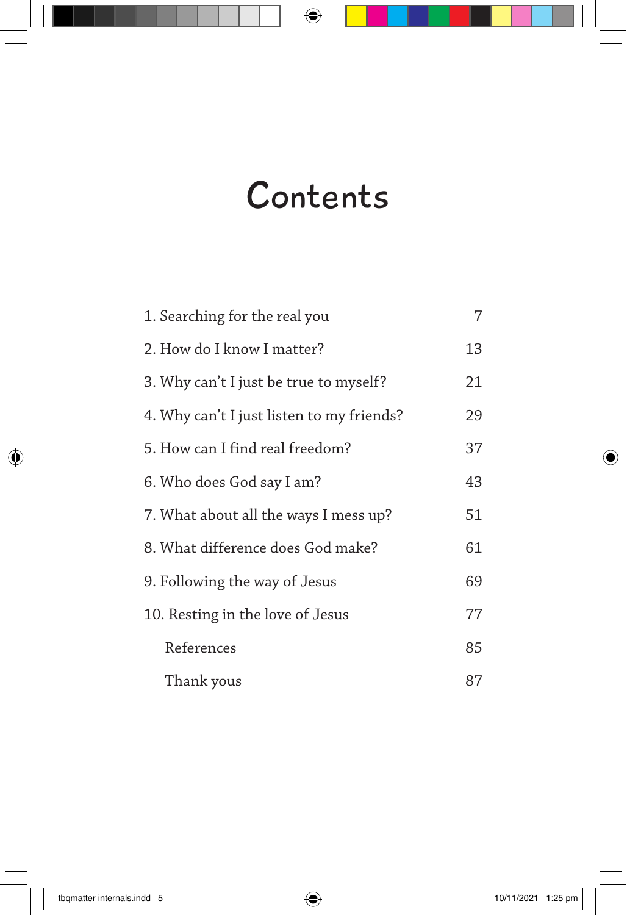# Contents

| | |
|---|---|
| 1. Searching for the real you | 7 |
| 2. How do I know I matter? | 13 |
| 3. Why can't I just be true to myself? | 21 |
| 4. Why can't I just listen to my friends? | 29 |
| 5. How can I find real freedom? | 37 |
| 6. Who does God say I am? | 43 |
| 7. What about all the ways I mess up? | 51 |
| 8. What difference does God make? | 61 |
| 9. Following the way of Jesus | 69 |
| 10. Resting in the love of Jesus | 77 |
| References | 85 |
| Thank yous | 87 |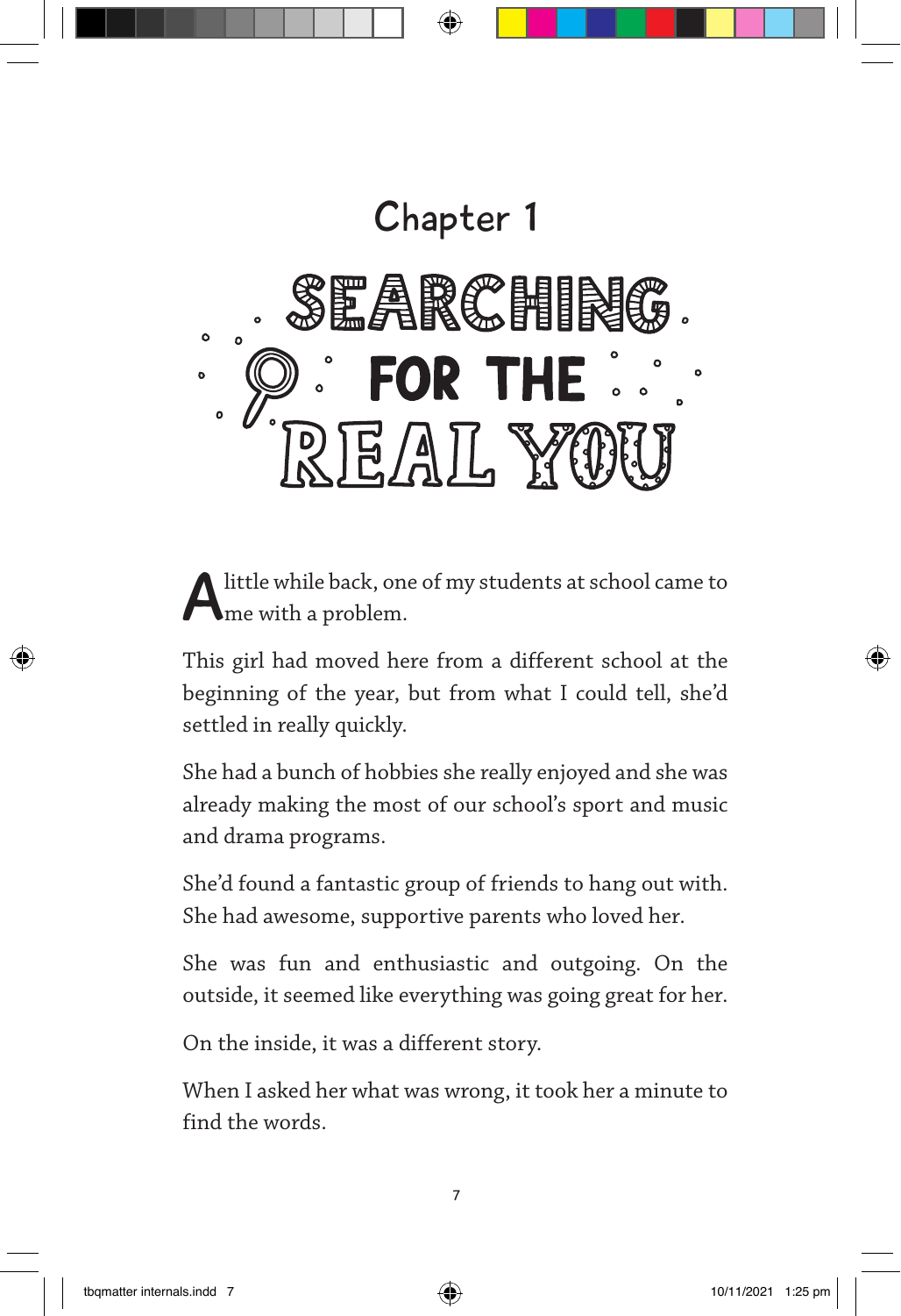# Chapter 1

## SEARCHING FOR THE REAL YOU

A little while back, one of my students at school came to me with a problem.

This girl had moved here from a different school at the beginning of the year, but from what I could tell, she'd settled in really quickly.

She had a bunch of hobbies she really enjoyed and she was already making the most of our school's sport and music and drama programs.

She'd found a fantastic group of friends to hang out with. She had awesome, supportive parents who loved her.

She was fun and enthusiastic and outgoing. On the outside, it seemed like everything was going great for her.

On the inside, it was a different story.

When I asked her what was wrong, it took her a minute to find the words.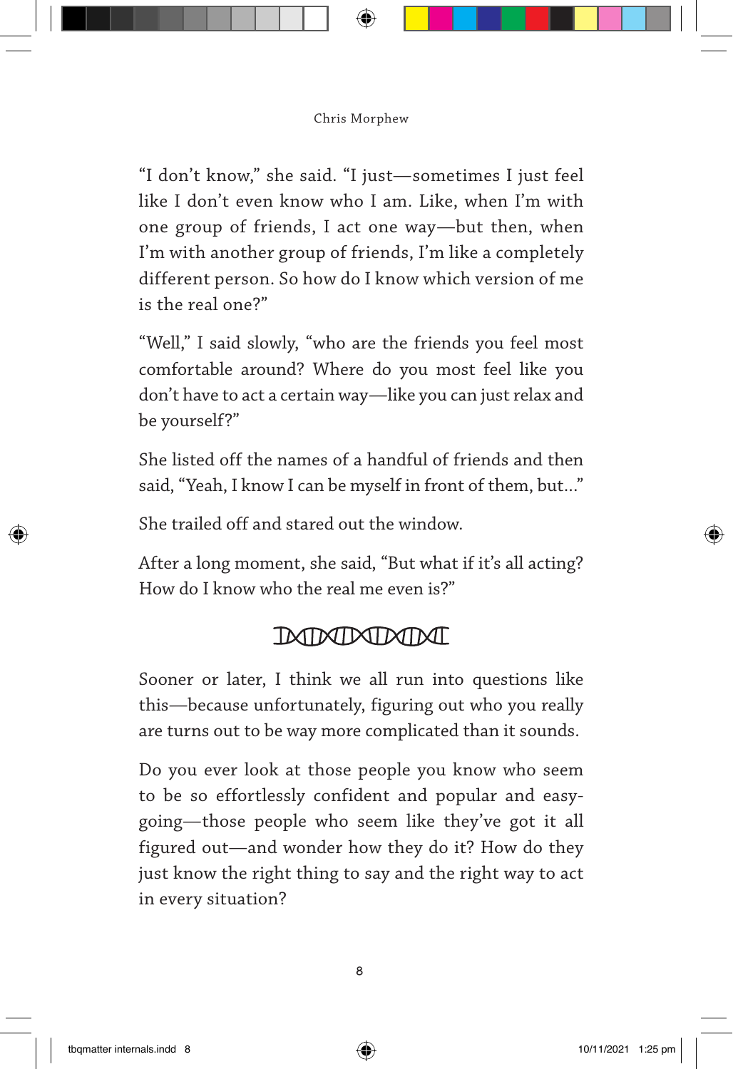"I don't know," she said. "I just—sometimes I just feel like I don't even know who I am. Like, when I'm with one group of friends, I act one way—but then, when I'm with another group of friends, I'm like a completely different person. So how do I know which version of me is the real one?"

"Well," I said slowly, "who are the friends you feel most comfortable around? Where do you most feel like you don't have to act a certain way—like you can just relax and be yourself?"

She listed off the names of a handful of friends and then said, "Yeah, I know I can be myself in front of them, but..."

She trailed off and stared out the window.

After a long moment, she said, "But what if it's all acting? How do I know who the real me even is?"

---

Sooner or later, I think we all run into questions like this—because unfortunately, figuring out who you really are turns out to be way more complicated than it sounds.

Do you ever look at those people you know who seem to be so effortlessly confident and popular and easy-going—those people who seem like they've got it all figured out—and wonder how they do it? How do they just know the right thing to say and the right way to act in every situation?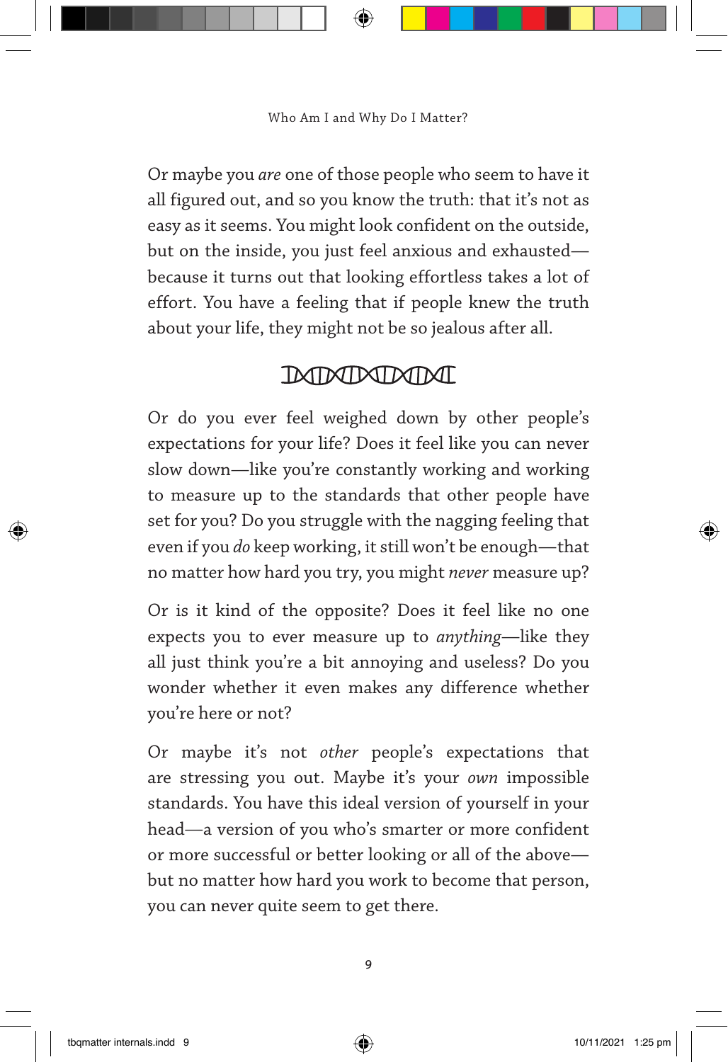Or maybe you *are* one of those people who seem to have it all figured out, and so you know the truth: that it's not as easy as it seems. You might look confident on the outside, but on the inside, you just feel anxious and exhausted—because it turns out that looking effortless takes a lot of effort. You have a feeling that if people knew the truth about your life, they might not be so jealous after all.

Or do you ever feel weighed down by other people's expectations for your life? Does it feel like you can never slow down—like you're constantly working and working to measure up to the standards that other people have set for you? Do you struggle with the nagging feeling that even if you *do* keep working, it still won't be enough—that no matter how hard you try, you might *never* measure up?

Or is it kind of the opposite? Does it feel like no one expects you to ever measure up to *anything*—like they all just think you're a bit annoying and useless? Do you wonder whether it even makes any difference whether you're here or not?

Or maybe it's not *other* people's expectations that are stressing you out. Maybe it's your *own* impossible standards. You have this ideal version of yourself in your head—a version of you who's smarter or more confident or more successful or better looking or all of the above—but no matter how hard you work to become that person, you can never quite seem to get there.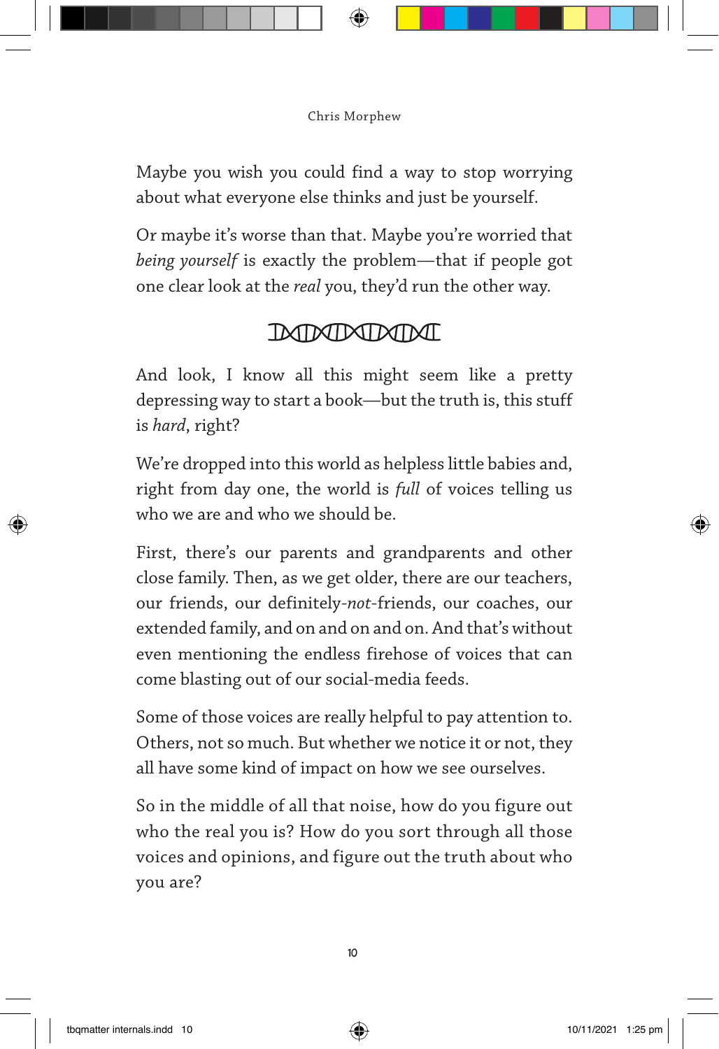Maybe you wish you could find a way to stop worrying about what everyone else thinks and just be yourself.

Or maybe it's worse than that. Maybe you're worried that *being yourself* is exactly the problem—that if people got one clear look at the *real* you, they'd run the other way.

---

And look, I know all this might seem like a pretty depressing way to start a book—but the truth is, this stuff is *hard*, right?

We're dropped into this world as helpless little babies and, right from day one, the world is *full* of voices telling us who we are and who we should be.

First, there's our parents and grandparents and other close family. Then, as we get older, there are our teachers, our friends, our definitely-*not*-friends, our coaches, our extended family, and on and on and on. And that's without even mentioning the endless firehose of voices that can come blasting out of our social-media feeds.

Some of those voices are really helpful to pay attention to. Others, not so much. But whether we notice it or not, they all have some kind of impact on how we see ourselves.

So in the middle of all that noise, how do you figure out who the real you is? How do you sort through all those voices and opinions, and figure out the truth about who you are?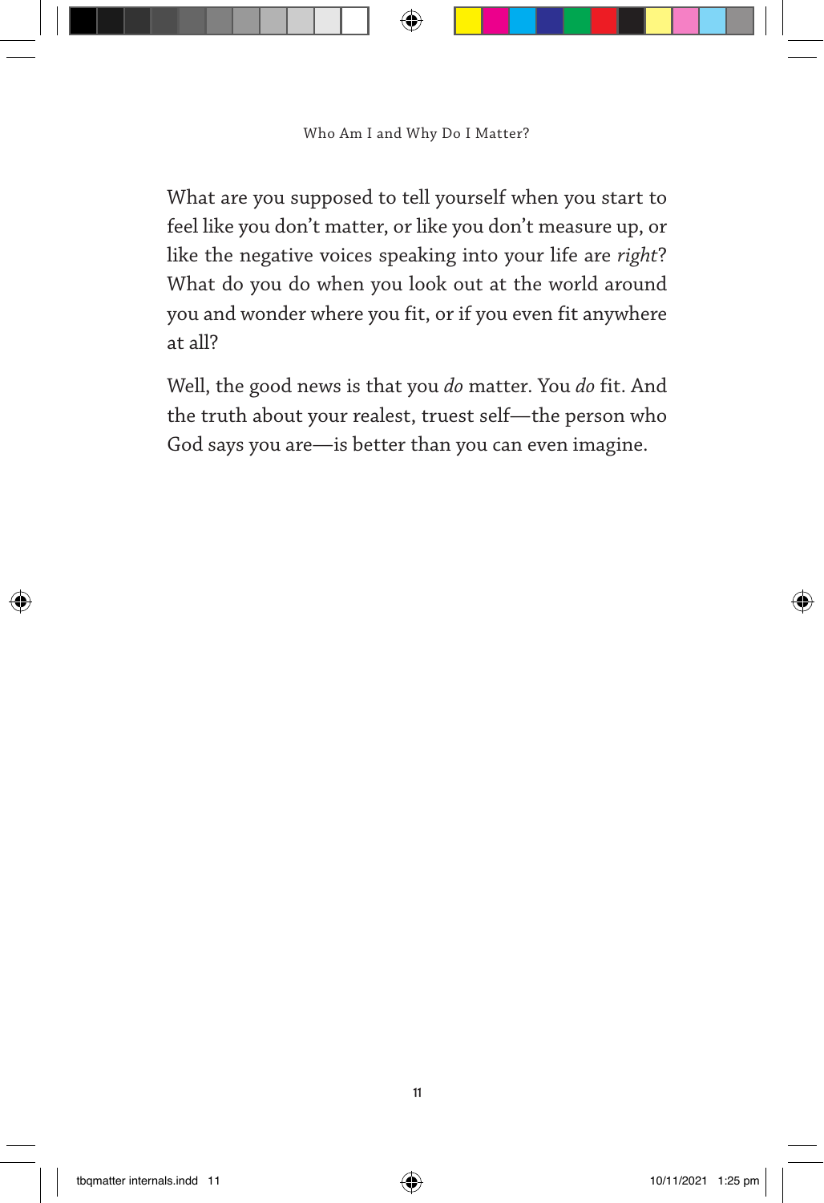What are you supposed to tell yourself when you start to feel like you don't matter, or like you don't measure up, or like the negative voices speaking into your life are *right*? What do you do when you look out at the world around you and wonder where you fit, or if you even fit anywhere at all?

Well, the good news is that you *do* matter. You *do* fit. And the truth about your realest, truest self—the person who God says you are—is better than you can even imagine.